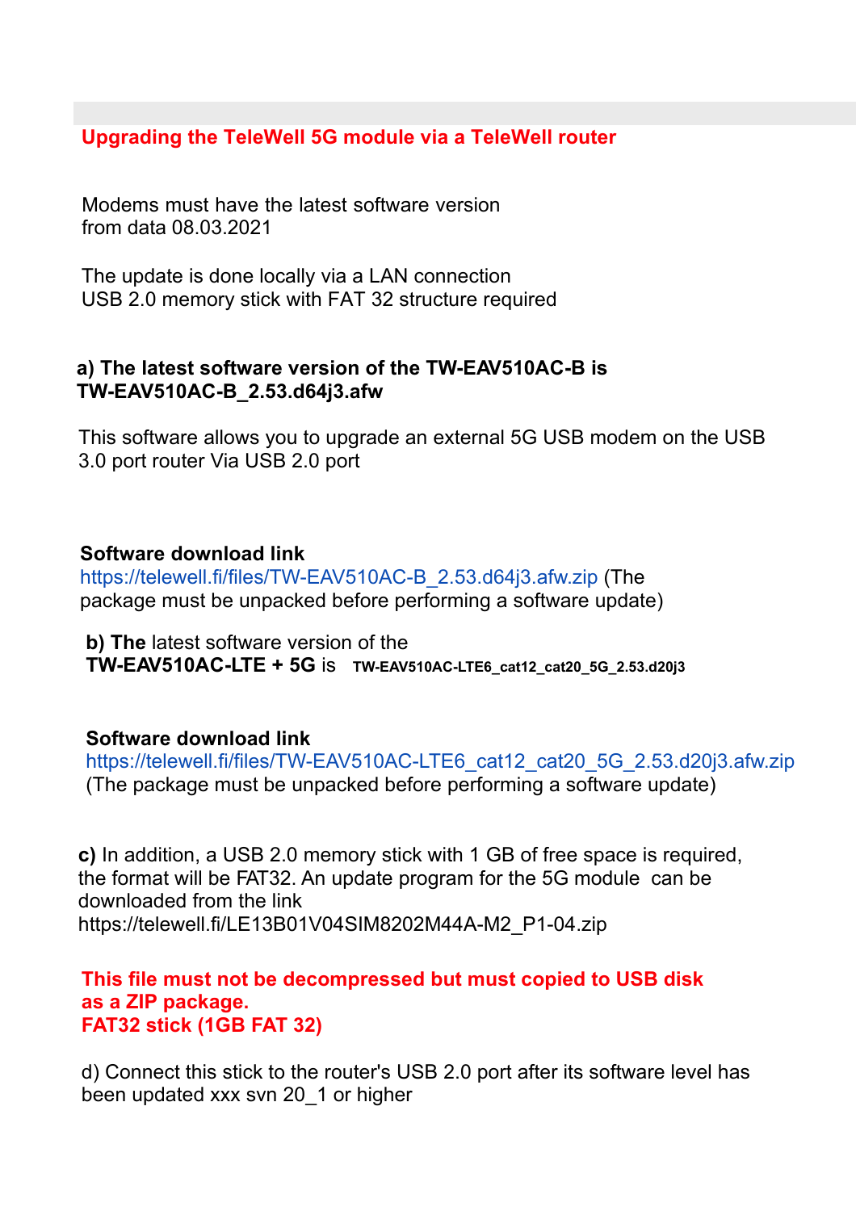## Upgrading the TeleWell 5G module via a TeleWell router

Modems must have the latest software version
from data 08.03.2021

The update is done locally via a LAN connection
USB 2.0 memory stick with FAT 32 structure required

**a) The latest software version of the TW-EAV510AC-B is TW-EAV510AC-B_2.53.d64j3.afw**

This software allows you to upgrade an external 5G USB modem on the USB 3.0 port router Via USB 2.0 port

**Software download link**
https://telewell.fi/files/TW-EAV510AC-B_2.53.d64j3.afw.zip (The package must be unpacked before performing a software update)

**b) The** latest software version of the
**TW-EAV510AC-LTE + 5G** is **TW-EAV510AC-LTE6_cat12_cat20_5G_2.53.d20j3**

**Software download link**
https://telewell.fi/files/TW-EAV510AC-LTE6_cat12_cat20_5G_2.53.d20j3.afw.zip
(The package must be unpacked before performing a software update)

**c)** In addition, a USB 2.0 memory stick with 1 GB of free space is required, the format will be FAT32. An update program for the 5G module can be downloaded from the link
https://telewell.fi/LE13B01V04SIM8202M44A-M2_P1-04.zip

**This file must not be decompressed but must copied to USB disk as a ZIP package.**
**FAT32 stick (1GB FAT 32)**

d) Connect this stick to the router's USB 2.0 port after its software level has been updated xxx svn 20_1 or higher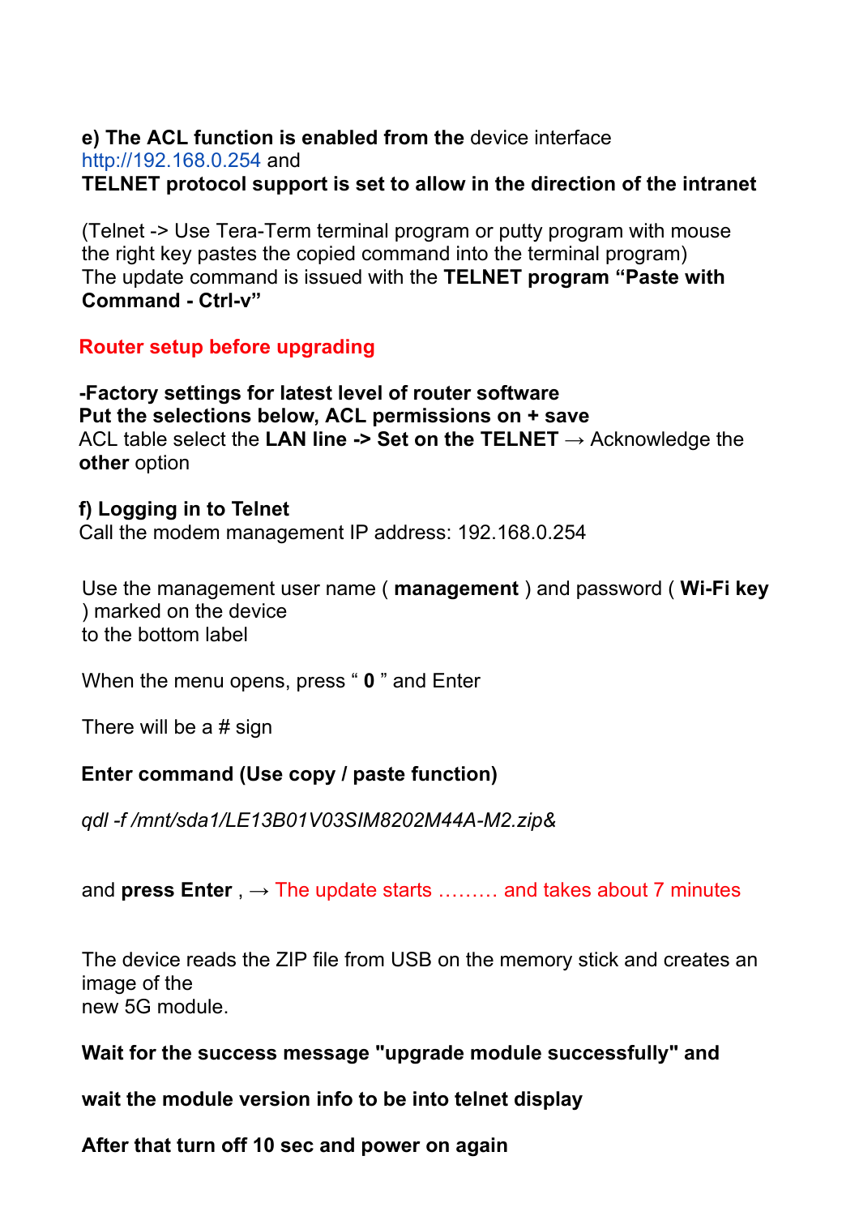**e) The ACL function is enabled from the** device interface http://192.168.0.254 and
**TELNET protocol support is set to allow in the direction of the intranet**

(Telnet -> Use Tera-Term terminal program or putty program with mouse the right key pastes the copied command into the terminal program)
The update command is issued with the **TELNET program "Paste with Command - Ctrl-v"**

**Router setup before upgrading**

**-Factory settings for latest level of router software**
**Put the selections below, ACL permissions on + save**
ACL table select the **LAN line -> Set on the TELNET** → Acknowledge the **other** option

**f) Logging in to Telnet**
Call the modem management IP address: 192.168.0.254

Use the management user name ( **management** ) and password ( **Wi-Fi key** ) marked on the device
to the bottom label

When the menu opens, press " **0** " and Enter

There will be a # sign

**Enter command (Use copy / paste function)**

*qdl -f /mnt/sda1/LE13B01V03SIM8202M44A-M2.zip&*

and **press Enter** , → The update starts ……… and takes about 7 minutes

The device reads the ZIP file from USB on the memory stick and creates an image of the
new 5G module.

**Wait for the success message "upgrade module successfully" and**

**wait the module version info to be into telnet display**

**After that turn off 10 sec and power on again**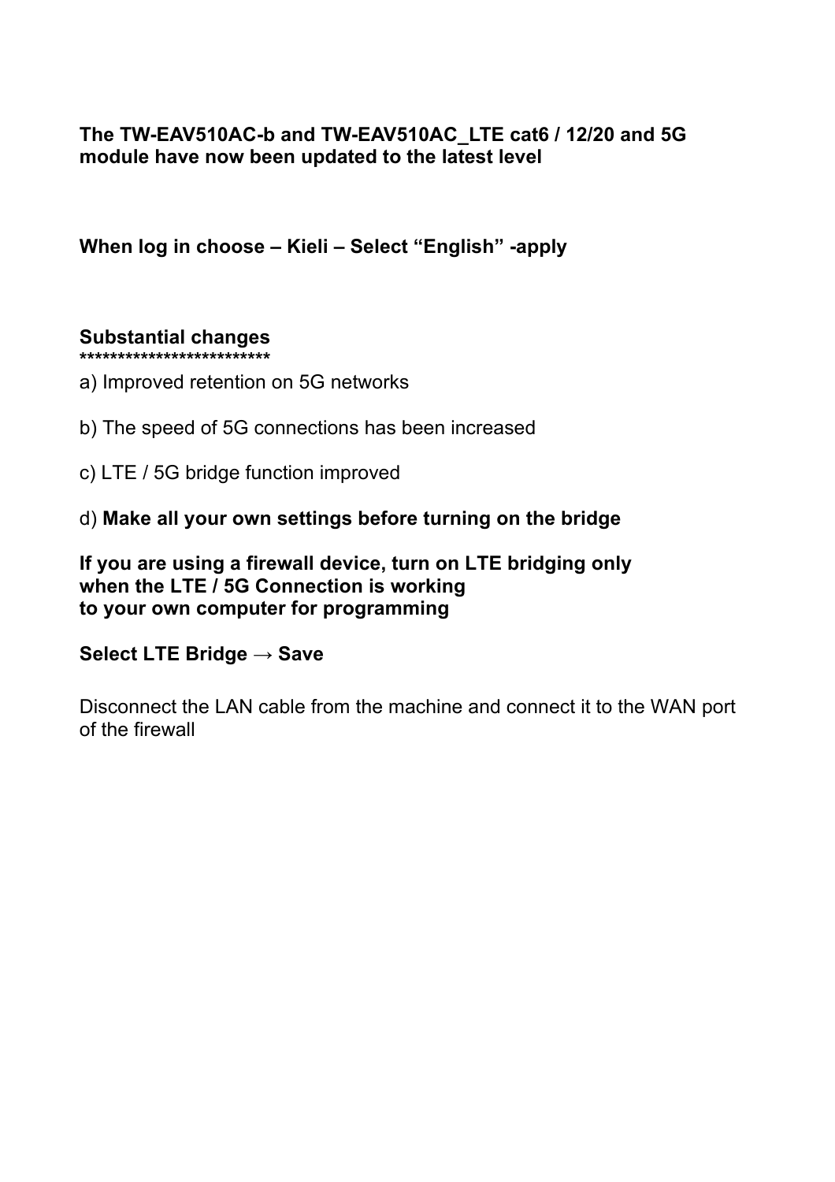**The TW-EAV510AC-b and TW-EAV510AC_LTE cat6 / 12/20 and 5G module have now been updated to the latest level**

**When log in choose – Kieli – Select "English" -apply**

**Substantial changes**
**************************

a) Improved retention on 5G networks

b) The speed of 5G connections has been increased

c) LTE / 5G bridge function improved

d) **Make all your own settings before turning on the bridge**

**If you are using a firewall device, turn on LTE bridging only when the LTE / 5G Connection is working to your own computer for programming**

**Select LTE Bridge → Save**

Disconnect the LAN cable from the machine and connect it to the WAN port of the firewall